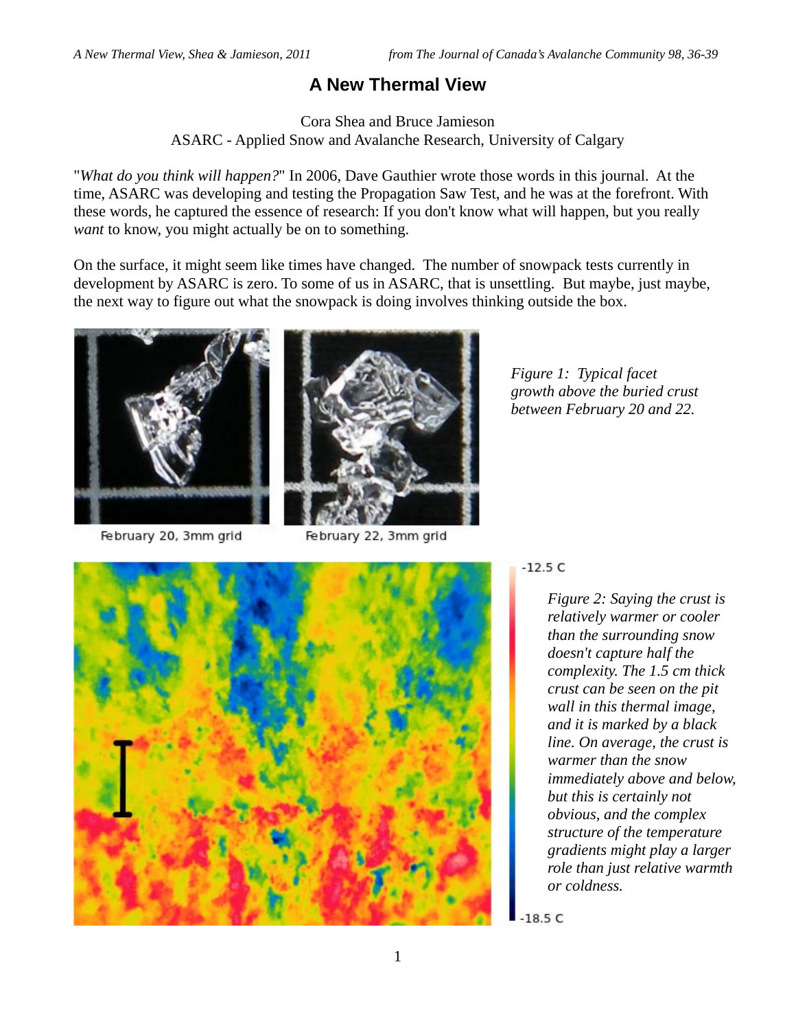# A New Thermal View

Cora Shea and Bruce Jamieson
ASARC - Applied Snow and Avalanche Research, University of Calgary

"*What do you think will happen?*" In 2006, Dave Gauthier wrote those words in this journal. At the time, ASARC was developing and testing the Propagation Saw Test, and he was at the forefront. With these words, he captured the essence of research: If you don't know what will happen, but you really *want* to know, you might actually be on to something.

On the surface, it might seem like times have changed. The number of snowpack tests currently in development by ASARC is zero. To some of us in ASARC, that is unsettling. But maybe, just maybe, the next way to figure out what the snowpack is doing involves thinking outside the box.

February 20, 3mm grid

February 22, 3mm grid

*Figure 1: Typical facet growth above the buried crust between February 20 and 22.*

-12.5 C

-18.5 C

*Figure 2: Saying the crust is relatively warmer or cooler than the surrounding snow doesn't capture half the complexity. The 1.5 cm thick crust can be seen on the pit wall in this thermal image, and it is marked by a black line. On average, the crust is warmer than the snow immediately above and below, but this is certainly not obvious, and the complex structure of the temperature gradients might play a larger role than just relative warmth or coldness.*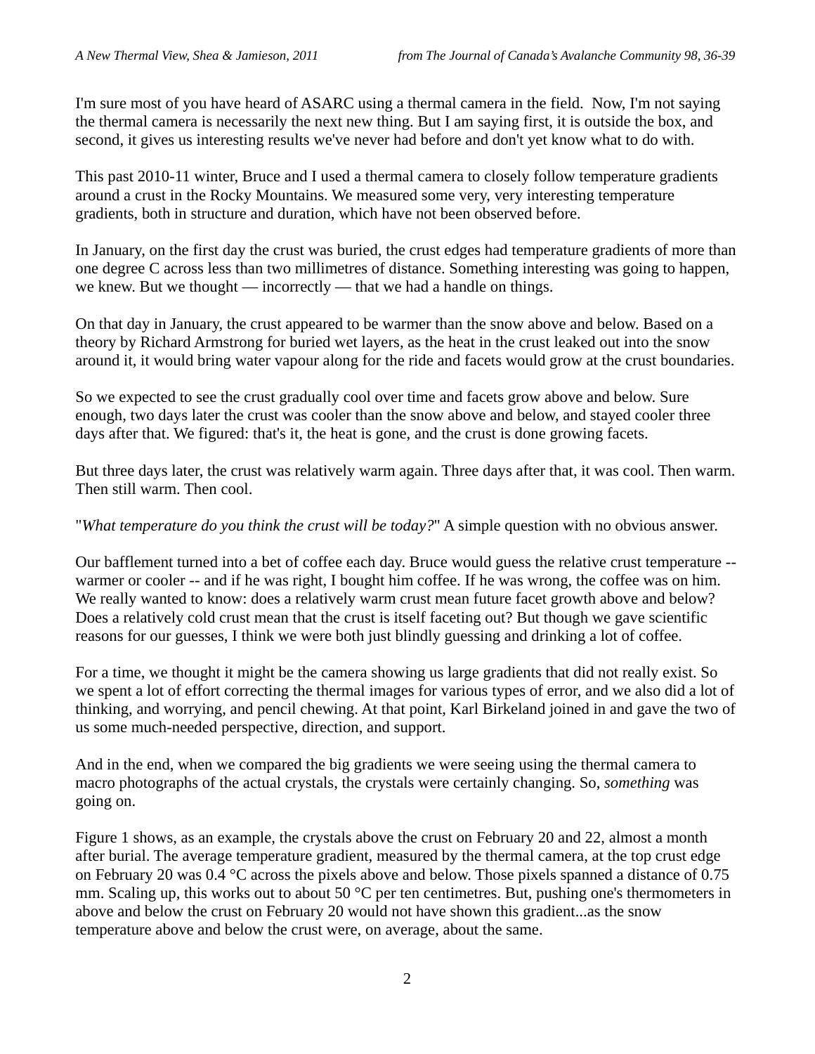I'm sure most of you have heard of ASARC using a thermal camera in the field. Now, I'm not saying the thermal camera is necessarily the next new thing. But I am saying first, it is outside the box, and second, it gives us interesting results we've never had before and don't yet know what to do with.

This past 2010-11 winter, Bruce and I used a thermal camera to closely follow temperature gradients around a crust in the Rocky Mountains. We measured some very, very interesting temperature gradients, both in structure and duration, which have not been observed before.

In January, on the first day the crust was buried, the crust edges had temperature gradients of more than one degree C across less than two millimetres of distance. Something interesting was going to happen, we knew. But we thought — incorrectly — that we had a handle on things.

On that day in January, the crust appeared to be warmer than the snow above and below. Based on a theory by Richard Armstrong for buried wet layers, as the heat in the crust leaked out into the snow around it, it would bring water vapour along for the ride and facets would grow at the crust boundaries.

So we expected to see the crust gradually cool over time and facets grow above and below. Sure enough, two days later the crust was cooler than the snow above and below, and stayed cooler three days after that. We figured: that's it, the heat is gone, and the crust is done growing facets.

But three days later, the crust was relatively warm again. Three days after that, it was cool. Then warm. Then still warm. Then cool.

"*What temperature do you think the crust will be today?*" A simple question with no obvious answer.

Our bafflement turned into a bet of coffee each day. Bruce would guess the relative crust temperature -- warmer or cooler -- and if he was right, I bought him coffee. If he was wrong, the coffee was on him. We really wanted to know: does a relatively warm crust mean future facet growth above and below? Does a relatively cold crust mean that the crust is itself faceting out? But though we gave scientific reasons for our guesses, I think we were both just blindly guessing and drinking a lot of coffee.

For a time, we thought it might be the camera showing us large gradients that did not really exist. So we spent a lot of effort correcting the thermal images for various types of error, and we also did a lot of thinking, and worrying, and pencil chewing. At that point, Karl Birkeland joined in and gave the two of us some much-needed perspective, direction, and support.

And in the end, when we compared the big gradients we were seeing using the thermal camera to macro photographs of the actual crystals, the crystals were certainly changing. So, *something* was going on.

Figure 1 shows, as an example, the crystals above the crust on February 20 and 22, almost a month after burial. The average temperature gradient, measured by the thermal camera, at the top crust edge on February 20 was 0.4 °C across the pixels above and below. Those pixels spanned a distance of 0.75 mm. Scaling up, this works out to about 50 °C per ten centimetres. But, pushing one's thermometers in above and below the crust on February 20 would not have shown this gradient...as the snow temperature above and below the crust were, on average, about the same.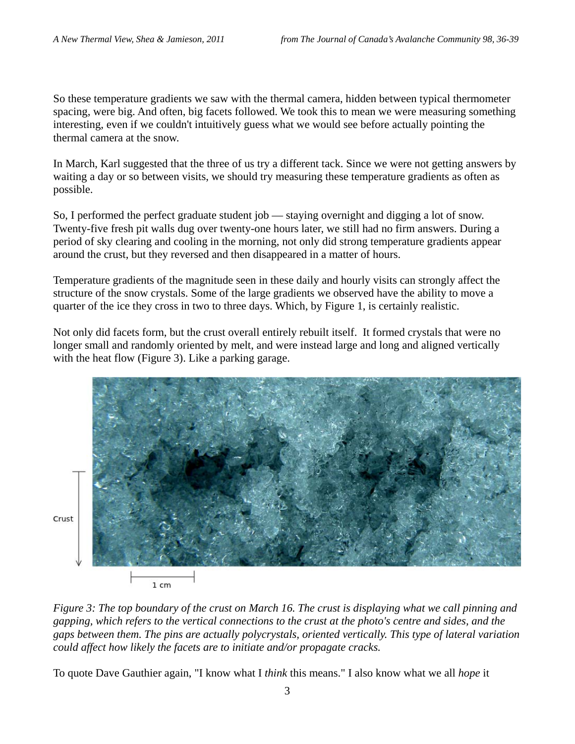So these temperature gradients we saw with the thermal camera, hidden between typical thermometer spacing, were big. And often, big facets followed. We took this to mean we were measuring something interesting, even if we couldn't intuitively guess what we would see before actually pointing the thermal camera at the snow.

In March, Karl suggested that the three of us try a different tack. Since we were not getting answers by waiting a day or so between visits, we should try measuring these temperature gradients as often as possible.

So, I performed the perfect graduate student job — staying overnight and digging a lot of snow. Twenty-five fresh pit walls dug over twenty-one hours later, we still had no firm answers. During a period of sky clearing and cooling in the morning, not only did strong temperature gradients appear around the crust, but they reversed and then disappeared in a matter of hours.

Temperature gradients of the magnitude seen in these daily and hourly visits can strongly affect the structure of the snow crystals. Some of the large gradients we observed have the ability to move a quarter of the ice they cross in two to three days. Which, by Figure 1, is certainly realistic.

Not only did facets form, but the crust overall entirely rebuilt itself. It formed crystals that were no longer small and randomly oriented by melt, and were instead large and long and aligned vertically with the heat flow (Figure 3). Like a parking garage.

*Figure 3: The top boundary of the crust on March 16. The crust is displaying what we call pinning and gapping, which refers to the vertical connections to the crust at the photo's centre and sides, and the gaps between them. The pins are actually polycrystals, oriented vertically. This type of lateral variation could affect how likely the facets are to initiate and/or propagate cracks.*

To quote Dave Gauthier again, "I know what I *think* this means." I also know what we all *hope* it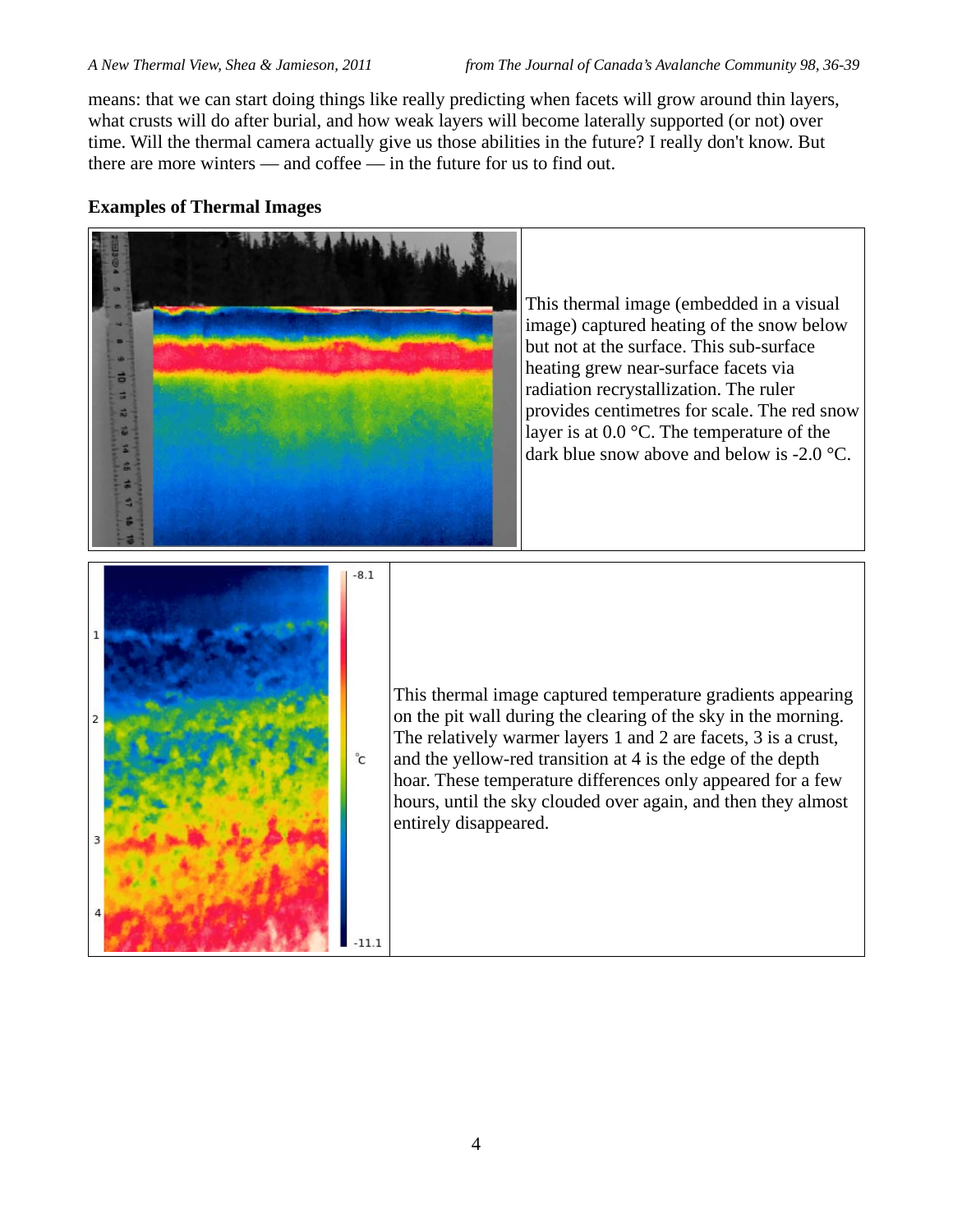means: that we can start doing things like really predicting when facets will grow around thin layers, what crusts will do after burial, and how weak layers will become laterally supported (or not) over time. Will the thermal camera actually give us those abilities in the future? I really don't know. But there are more winters — and coffee — in the future for us to find out.

**Examples of Thermal Images**

This thermal image (embedded in a visual image) captured heating of the snow below but not at the surface. This sub-surface heating grew near-surface facets via radiation recrystallization. The ruler provides centimetres for scale. The red snow layer is at 0.0 °C. The temperature of the dark blue snow above and below is -2.0 °C.

This thermal image captured temperature gradients appearing on the pit wall during the clearing of the sky in the morning. The relatively warmer layers 1 and 2 are facets, 3 is a crust, and the yellow-red transition at 4 is the edge of the depth hoar. These temperature differences only appeared for a few hours, until the sky clouded over again, and then they almost entirely disappeared.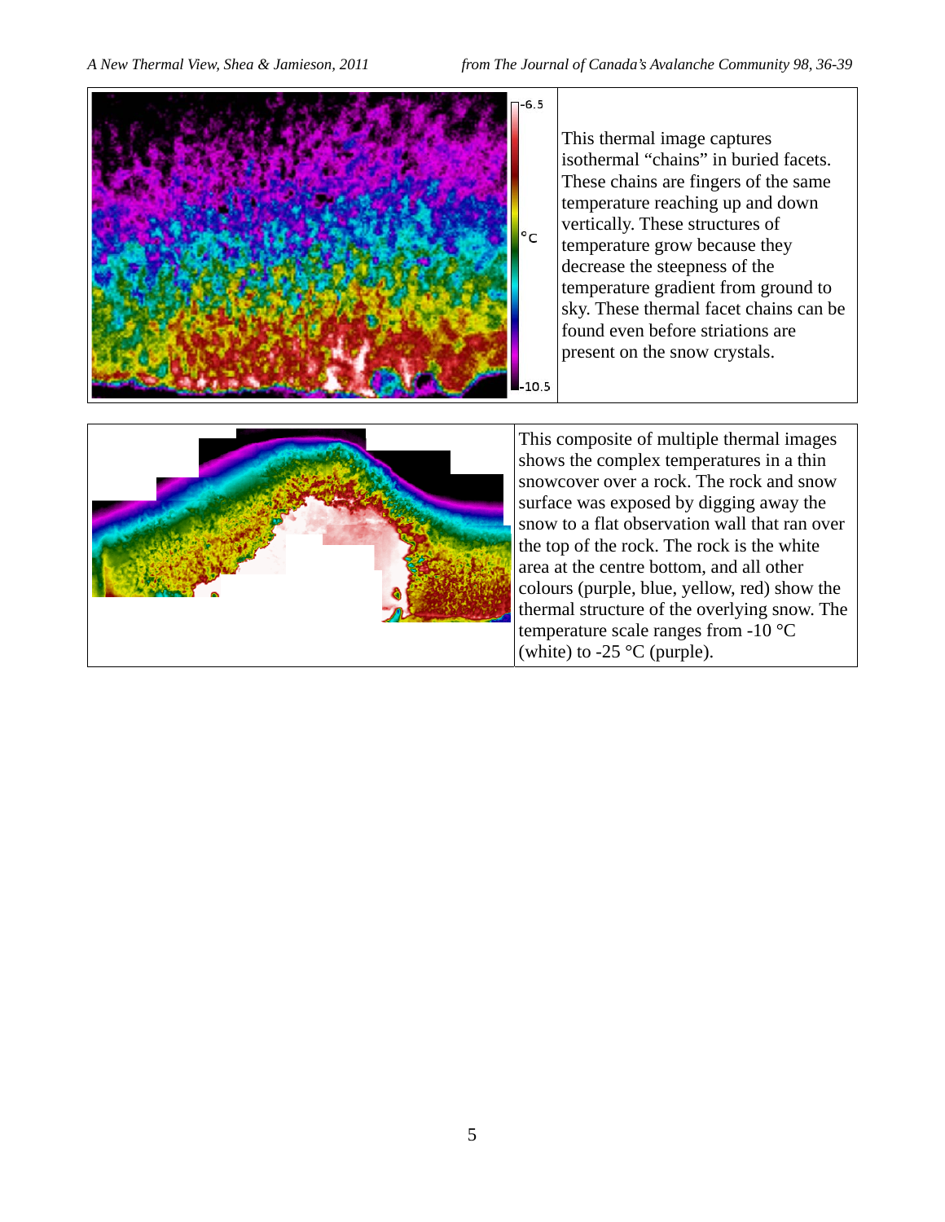-6.5

°C

-10.5

This thermal image captures isothermal “chains” in buried facets. These chains are fingers of the same temperature reaching up and down vertically. These structures of temperature grow because they decrease the steepness of the temperature gradient from ground to sky. These thermal facet chains can be found even before striations are present on the snow crystals.

This composite of multiple thermal images shows the complex temperatures in a thin snowcover over a rock. The rock and snow surface was exposed by digging away the snow to a flat observation wall that ran over the top of the rock. The rock is the white area at the centre bottom, and all other colours (purple, blue, yellow, red) show the thermal structure of the overlying snow. The temperature scale ranges from -10 °C (white) to -25 °C (purple).